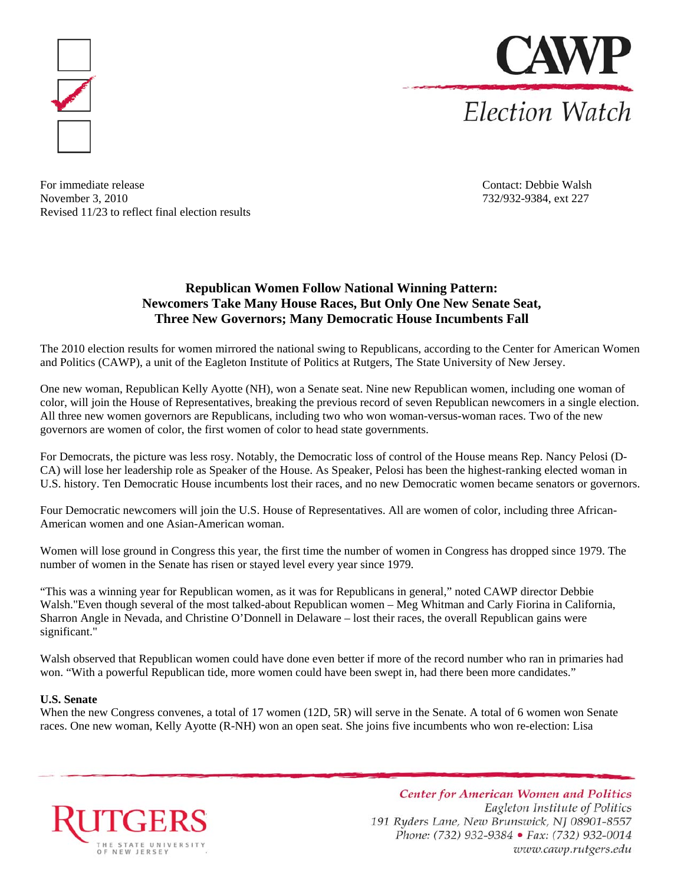CAWP

*Election Watch*

For immediate release
November 3, 2010
Revised 11/23 to reflect final election results

Contact: Debbie Walsh
732/932-9384, ext 227

## Republican Women Follow National Winning Pattern: Newcomers Take Many House Races, But Only One New Senate Seat, Three New Governors; Many Democratic House Incumbents Fall

The 2010 election results for women mirrored the national swing to Republicans, according to the Center for American Women and Politics (CAWP), a unit of the Eagleton Institute of Politics at Rutgers, The State University of New Jersey.

One new woman, Republican Kelly Ayotte (NH), won a Senate seat. Nine new Republican women, including one woman of color, will join the House of Representatives, breaking the previous record of seven Republican newcomers in a single election. All three new women governors are Republicans, including two who won woman-versus-woman races. Two of the new governors are women of color, the first women of color to head state governments.

For Democrats, the picture was less rosy. Notably, the Democratic loss of control of the House means Rep. Nancy Pelosi (D-CA) will lose her leadership role as Speaker of the House. As Speaker, Pelosi has been the highest-ranking elected woman in U.S. history. Ten Democratic House incumbents lost their races, and no new Democratic women became senators or governors.

Four Democratic newcomers will join the U.S. House of Representatives. All are women of color, including three African-American women and one Asian-American woman.

Women will lose ground in Congress this year, the first time the number of women in Congress has dropped since 1979. The number of women in the Senate has risen or stayed level every year since 1979.

"This was a winning year for Republican women, as it was for Republicans in general," noted CAWP director Debbie Walsh."Even though several of the most talked-about Republican women – Meg Whitman and Carly Fiorina in California, Sharron Angle in Nevada, and Christine O'Donnell in Delaware – lost their races, the overall Republican gains were significant."

Walsh observed that Republican women could have done even better if more of the record number who ran in primaries had won. "With a powerful Republican tide, more women could have been swept in, had there been more candidates."

**U.S. Senate**

When the new Congress convenes, a total of 17 women (12D, 5R) will serve in the Senate. A total of 6 women won Senate races. One new woman, Kelly Ayotte (R-NH) won an open seat. She joins five incumbents who won re-election: Lisa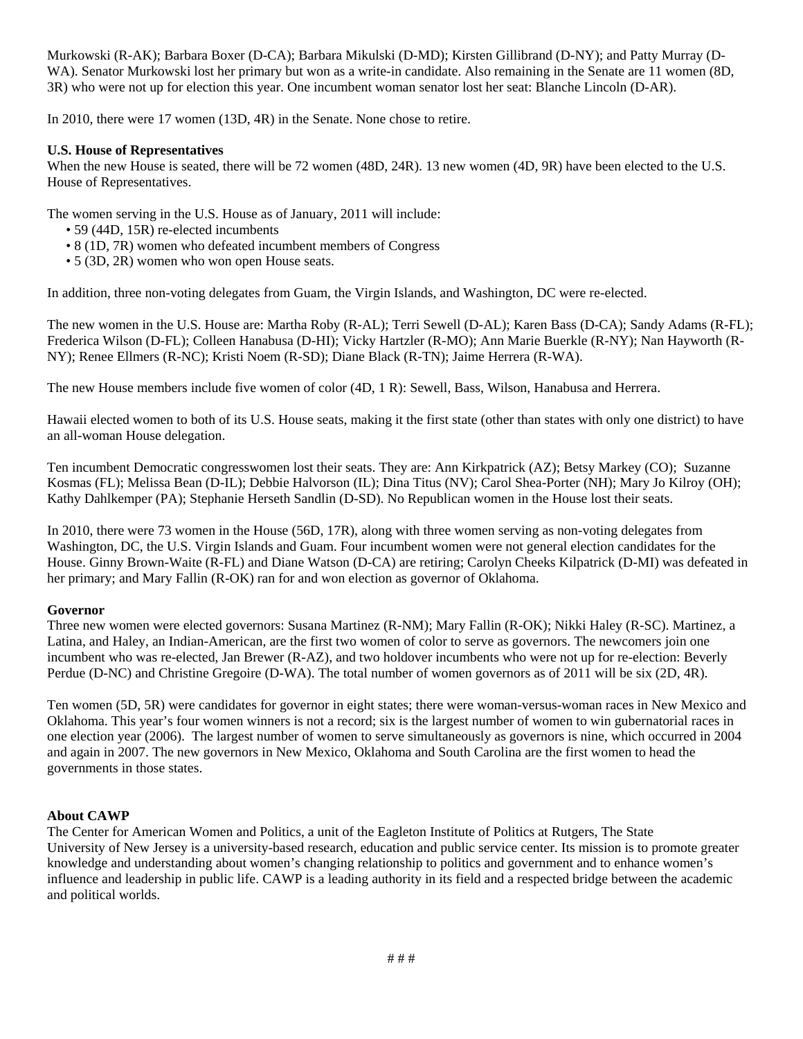Murkowski (R-AK); Barbara Boxer (D-CA); Barbara Mikulski (D-MD); Kirsten Gillibrand (D-NY); and Patty Murray (D-WA). Senator Murkowski lost her primary but won as a write-in candidate. Also remaining in the Senate are 11 women (8D, 3R) who were not up for election this year. One incumbent woman senator lost her seat: Blanche Lincoln (D-AR).

In 2010, there were 17 women (13D, 4R) in the Senate. None chose to retire.

**U.S. House of Representatives**
When the new House is seated, there will be 72 women (48D, 24R). 13 new women (4D, 9R) have been elected to the U.S. House of Representatives.

The women serving in the U.S. House as of January, 2011 will include:

- 59 (44D, 15R) re-elected incumbents
- 8 (1D, 7R) women who defeated incumbent members of Congress
- 5 (3D, 2R) women who won open House seats.

In addition, three non-voting delegates from Guam, the Virgin Islands, and Washington, DC were re-elected.

The new women in the U.S. House are: Martha Roby (R-AL); Terri Sewell (D-AL); Karen Bass (D-CA); Sandy Adams (R-FL); Frederica Wilson (D-FL); Colleen Hanabusa (D-HI); Vicky Hartzler (R-MO); Ann Marie Buerkle (R-NY); Nan Hayworth (R-NY); Renee Ellmers (R-NC); Kristi Noem (R-SD); Diane Black (R-TN); Jaime Herrera (R-WA).

The new House members include five women of color (4D, 1 R): Sewell, Bass, Wilson, Hanabusa and Herrera.

Hawaii elected women to both of its U.S. House seats, making it the first state (other than states with only one district) to have an all-woman House delegation.

Ten incumbent Democratic congresswomen lost their seats. They are: Ann Kirkpatrick (AZ); Betsy Markey (CO); Suzanne Kosmas (FL); Melissa Bean (D-IL); Debbie Halvorson (IL); Dina Titus (NV); Carol Shea-Porter (NH); Mary Jo Kilroy (OH); Kathy Dahlkemper (PA); Stephanie Herseth Sandlin (D-SD). No Republican women in the House lost their seats.

In 2010, there were 73 women in the House (56D, 17R), along with three women serving as non-voting delegates from Washington, DC, the U.S. Virgin Islands and Guam. Four incumbent women were not general election candidates for the House. Ginny Brown-Waite (R-FL) and Diane Watson (D-CA) are retiring; Carolyn Cheeks Kilpatrick (D-MI) was defeated in her primary; and Mary Fallin (R-OK) ran for and won election as governor of Oklahoma.

**Governor**
Three new women were elected governors: Susana Martinez (R-NM); Mary Fallin (R-OK); Nikki Haley (R-SC). Martinez, a Latina, and Haley, an Indian-American, are the first two women of color to serve as governors. The newcomers join one incumbent who was re-elected, Jan Brewer (R-AZ), and two holdover incumbents who were not up for re-election: Beverly Perdue (D-NC) and Christine Gregoire (D-WA). The total number of women governors as of 2011 will be six (2D, 4R).

Ten women (5D, 5R) were candidates for governor in eight states; there were woman-versus-woman races in New Mexico and Oklahoma. This year's four women winners is not a record; six is the largest number of women to win gubernatorial races in one election year (2006). The largest number of women to serve simultaneously as governors is nine, which occurred in 2004 and again in 2007. The new governors in New Mexico, Oklahoma and South Carolina are the first women to head the governments in those states.

**About CAWP**
The Center for American Women and Politics, a unit of the Eagleton Institute of Politics at Rutgers, The State University of New Jersey is a university-based research, education and public service center. Its mission is to promote greater knowledge and understanding about women's changing relationship to politics and government and to enhance women's influence and leadership in public life. CAWP is a leading authority in its field and a respected bridge between the academic and political worlds.

# # #